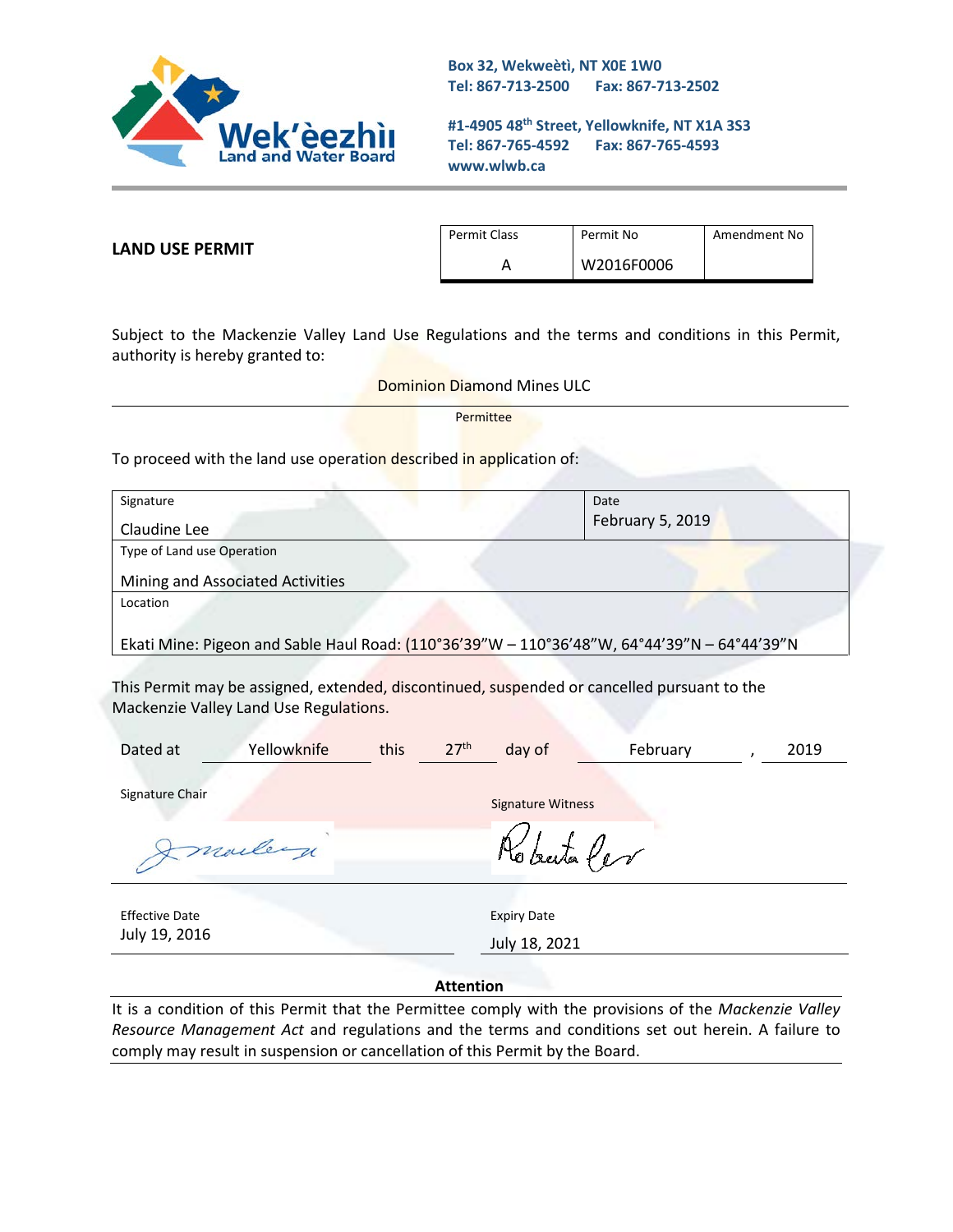**Wek'èezhìı Land and Water Board**

**Box 32, Wekweètì, NT X0E 1W0**
**Tel: 867-713-2500 Fax: 867-713-2502**

**#1-4905 48th Street, Yellowknife, NT X1A 3S3**
**Tel: 867-765-4592 Fax: 867-765-4593**
**www.wlwb.ca**

**LAND USE PERMIT**

| Permit Class | Permit No | Amendment No |
|---|---|---|
| A | W2016F0006 | |

Subject to the Mackenzie Valley Land Use Regulations and the terms and conditions in this Permit, authority is hereby granted to:

Dominion Diamond Mines ULC

Permittee

To proceed with the land use operation described in application of:

| Signature | Date |
|---|---|
| Claudine Lee | February 5, 2019 |

| Type of Land use Operation |
|---|
| Mining and Associated Activities |

| Location |
|---|
| Ekati Mine: Pigeon and Sable Haul Road: (110°36'39"W – 110°36'48"W, 64°44'39"N – 64°44'39"N |

This Permit may be assigned, extended, discontinued, suspended or cancelled pursuant to the Mackenzie Valley Land Use Regulations.

Dated at Yellowknife this 27th day of February, 2019

Signature Chair

Signature Witness

Effective Date
July 19, 2016

Expiry Date
July 18, 2021

**Attention**

It is a condition of this Permit that the Permittee comply with the provisions of the *Mackenzie Valley Resource Management Act* and regulations and the terms and conditions set out herein. A failure to comply may result in suspension or cancellation of this Permit by the Board.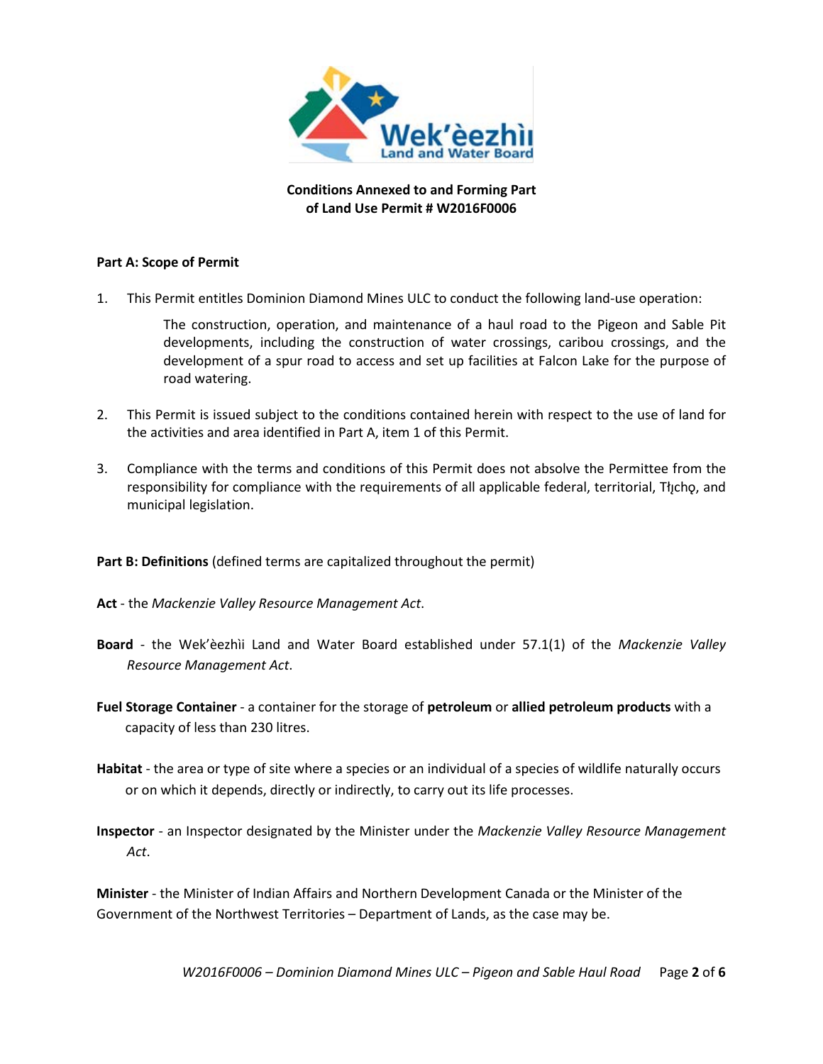**Conditions Annexed to and Forming Part of Land Use Permit # W2016F0006**

**Part A: Scope of Permit**

1. This Permit entitles Dominion Diamond Mines ULC to conduct the following land-use operation:

   The construction, operation, and maintenance of a haul road to the Pigeon and Sable Pit developments, including the construction of water crossings, caribou crossings, and the development of a spur road to access and set up facilities at Falcon Lake for the purpose of road watering.

2. This Permit is issued subject to the conditions contained herein with respect to the use of land for the activities and area identified in Part A, item 1 of this Permit.

3. Compliance with the terms and conditions of this Permit does not absolve the Permittee from the responsibility for compliance with the requirements of all applicable federal, territorial, Tłįchǫ, and municipal legislation.

**Part B: Definitions** (defined terms are capitalized throughout the permit)

**Act** - the *Mackenzie Valley Resource Management Act*.

**Board** - the Wek'èezhìi Land and Water Board established under 57.1(1) of the *Mackenzie Valley Resource Management Act*.

**Fuel Storage Container** - a container for the storage of **petroleum** or **allied petroleum products** with a capacity of less than 230 litres.

**Habitat** - the area or type of site where a species or an individual of a species of wildlife naturally occurs or on which it depends, directly or indirectly, to carry out its life processes.

**Inspector** - an Inspector designated by the Minister under the *Mackenzie Valley Resource Management Act*.

**Minister** - the Minister of Indian Affairs and Northern Development Canada or the Minister of the Government of the Northwest Territories – Department of Lands, as the case may be.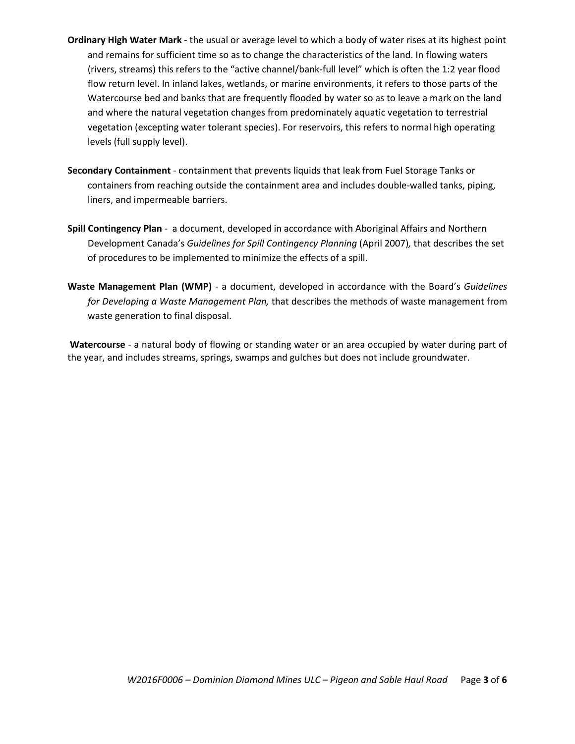**Ordinary High Water Mark** - the usual or average level to which a body of water rises at its highest point and remains for sufficient time so as to change the characteristics of the land. In flowing waters (rivers, streams) this refers to the "active channel/bank-full level" which is often the 1:2 year flood flow return level. In inland lakes, wetlands, or marine environments, it refers to those parts of the Watercourse bed and banks that are frequently flooded by water so as to leave a mark on the land and where the natural vegetation changes from predominately aquatic vegetation to terrestrial vegetation (excepting water tolerant species). For reservoirs, this refers to normal high operating levels (full supply level).

**Secondary Containment** - containment that prevents liquids that leak from Fuel Storage Tanks or containers from reaching outside the containment area and includes double-walled tanks, piping, liners, and impermeable barriers.

**Spill Contingency Plan** - a document, developed in accordance with Aboriginal Affairs and Northern Development Canada's *Guidelines for Spill Contingency Planning* (April 2007), that describes the set of procedures to be implemented to minimize the effects of a spill.

**Waste Management Plan (WMP)** - a document, developed in accordance with the Board's *Guidelines for Developing a Waste Management Plan,* that describes the methods of waste management from waste generation to final disposal.

**Watercourse** - a natural body of flowing or standing water or an area occupied by water during part of the year, and includes streams, springs, swamps and gulches but does not include groundwater.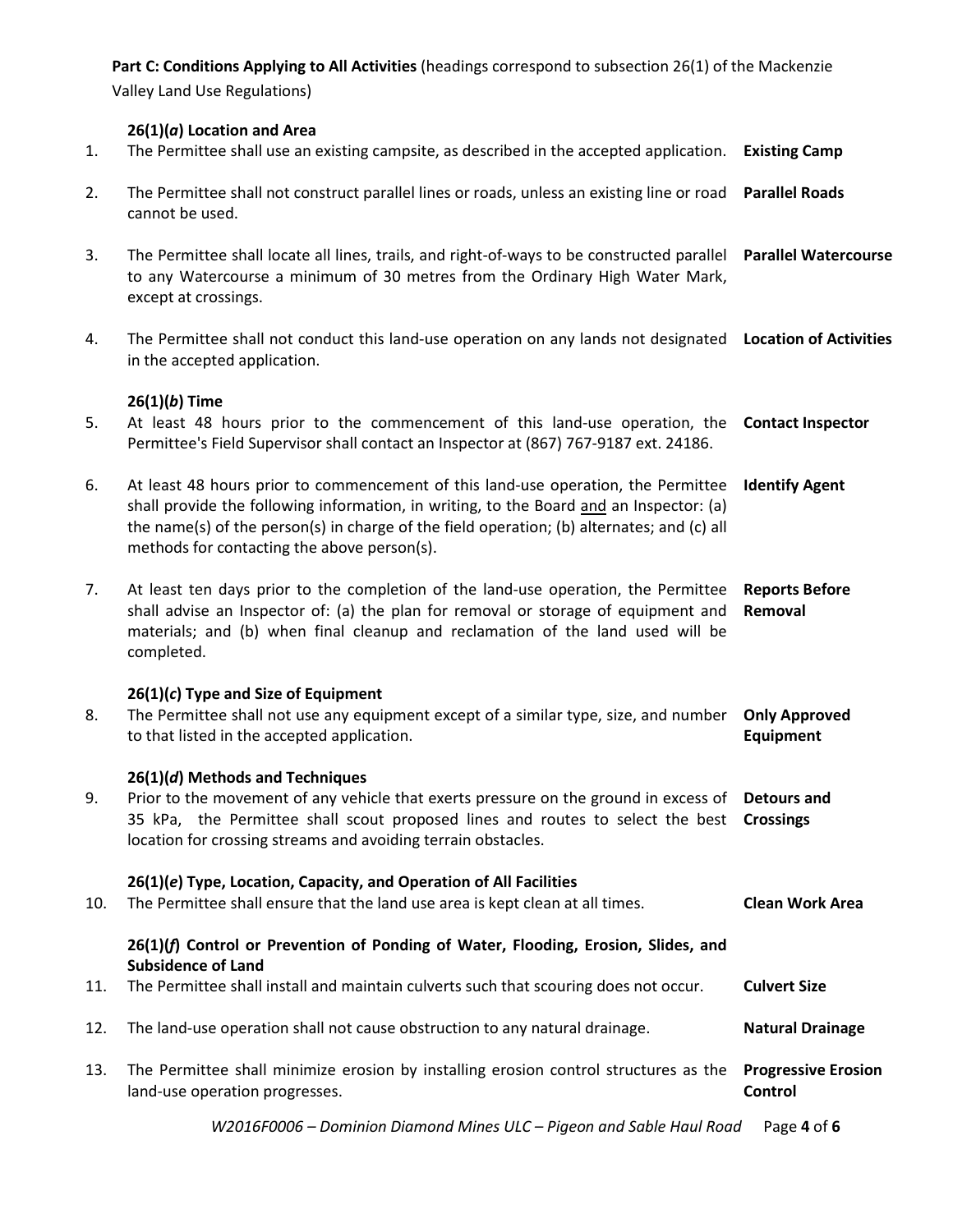**Part C: Conditions Applying to All Activities** (headings correspond to subsection 26(1) of the Mackenzie Valley Land Use Regulations)

**26(1)(*a*) Location and Area**

| No. | Condition | Heading |
|---|---|---|
| 1. | The Permittee shall use an existing campsite, as described in the accepted application. | **Existing Camp** |
| 2. | The Permittee shall not construct parallel lines or roads, unless an existing line or road cannot be used. | **Parallel Roads** |
| 3. | The Permittee shall locate all lines, trails, and right-of-ways to be constructed parallel to any Watercourse a minimum of 30 metres from the Ordinary High Water Mark, except at crossings. | **Parallel Watercourse** |
| 4. | The Permittee shall not conduct this land-use operation on any lands not designated in the accepted application. | **Location of Activities** |

**26(1)(*b*) Time**

| No. | Condition | Heading |
|---|---|---|
| 5. | At least 48 hours prior to the commencement of this land-use operation, the Permittee's Field Supervisor shall contact an Inspector at (867) 767-9187 ext. 24186. | **Contact Inspector** |
| 6. | At least 48 hours prior to commencement of this land-use operation, the Permittee shall provide the following information, in writing, to the Board and an Inspector: (a) the name(s) of the person(s) in charge of the field operation; (b) alternates; and (c) all methods for contacting the above person(s). | **Identify Agent** |
| 7. | At least ten days prior to the completion of the land-use operation, the Permittee shall advise an Inspector of: (a) the plan for removal or storage of equipment and materials; and (b) when final cleanup and reclamation of the land used will be completed. | **Reports Before Removal** |

**26(1)(*c*) Type and Size of Equipment**

| No. | Condition | Heading |
|---|---|---|
| 8. | The Permittee shall not use any equipment except of a similar type, size, and number to that listed in the accepted application. | **Only Approved Equipment** |

**26(1)(*d*) Methods and Techniques**

| No. | Condition | Heading |
|---|---|---|
| 9. | Prior to the movement of any vehicle that exerts pressure on the ground in excess of 35 kPa, the Permittee shall scout proposed lines and routes to select the best location for crossing streams and avoiding terrain obstacles. | **Detours and Crossings** |

**26(1)(*e*) Type, Location, Capacity, and Operation of All Facilities**

| No. | Condition | Heading |
|---|---|---|
| 10. | The Permittee shall ensure that the land use area is kept clean at all times. | **Clean Work Area** |

**26(1)(*f*) Control or Prevention of Ponding of Water, Flooding, Erosion, Slides, and Subsidence of Land**

| No. | Condition | Heading |
|---|---|---|
| 11. | The Permittee shall install and maintain culverts such that scouring does not occur. | **Culvert Size** |
| 12. | The land-use operation shall not cause obstruction to any natural drainage. | **Natural Drainage** |
| 13. | The Permittee shall minimize erosion by installing erosion control structures as the land-use operation progresses. | **Progressive Erosion Control** |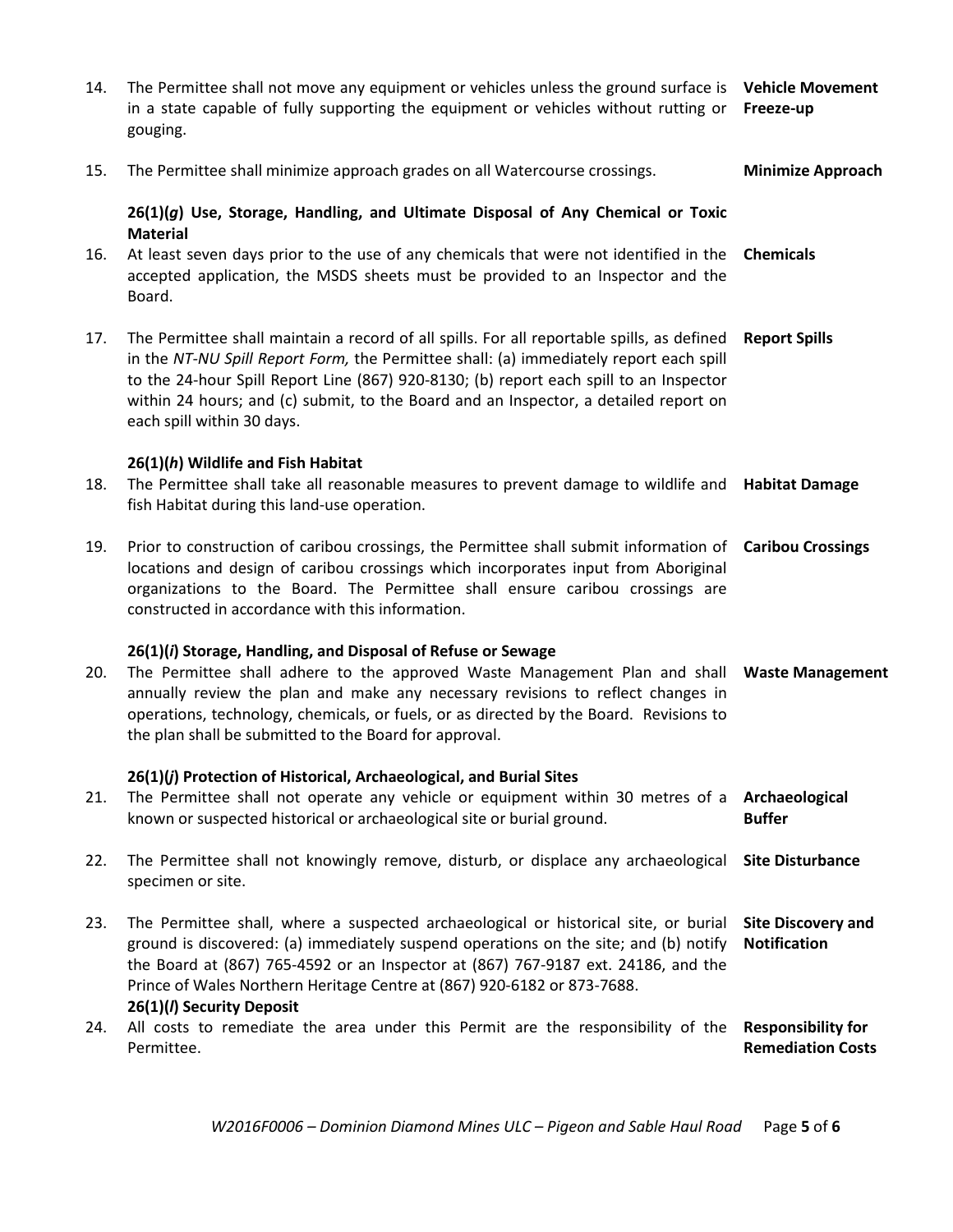14. The Permittee shall not move any equipment or vehicles unless the ground surface is in a state capable of fully supporting the equipment or vehicles without rutting or gouging. **Vehicle Movement Freeze-up**

15. The Permittee shall minimize approach grades on all Watercourse crossings. **Minimize Approach**

**26(1)(*g*) Use, Storage, Handling, and Ultimate Disposal of Any Chemical or Toxic Material**

16. At least seven days prior to the use of any chemicals that were not identified in the accepted application, the MSDS sheets must be provided to an Inspector and the Board. **Chemicals**

17. The Permittee shall maintain a record of all spills. For all reportable spills, as defined in the *NT-NU Spill Report Form,* the Permittee shall: (a) immediately report each spill to the 24-hour Spill Report Line (867) 920-8130; (b) report each spill to an Inspector within 24 hours; and (c) submit, to the Board and an Inspector, a detailed report on each spill within 30 days. **Report Spills**

**26(1)(*h*) Wildlife and Fish Habitat**

18. The Permittee shall take all reasonable measures to prevent damage to wildlife and fish Habitat during this land-use operation. **Habitat Damage**

19. Prior to construction of caribou crossings, the Permittee shall submit information of locations and design of caribou crossings which incorporates input from Aboriginal organizations to the Board. The Permittee shall ensure caribou crossings are constructed in accordance with this information. **Caribou Crossings**

**26(1)(*i*) Storage, Handling, and Disposal of Refuse or Sewage**

20. The Permittee shall adhere to the approved Waste Management Plan and shall annually review the plan and make any necessary revisions to reflect changes in operations, technology, chemicals, or fuels, or as directed by the Board. Revisions to the plan shall be submitted to the Board for approval. **Waste Management**

**26(1)(*j*) Protection of Historical, Archaeological, and Burial Sites**

21. The Permittee shall not operate any vehicle or equipment within 30 metres of a known or suspected historical or archaeological site or burial ground. **Archaeological Buffer**

22. The Permittee shall not knowingly remove, disturb, or displace any archaeological specimen or site. **Site Disturbance**

23. The Permittee shall, where a suspected archaeological or historical site, or burial ground is discovered: (a) immediately suspend operations on the site; and (b) notify the Board at (867) 765-4592 or an Inspector at (867) 767-9187 ext. 24186, and the Prince of Wales Northern Heritage Centre at (867) 920-6182 or 873-7688. **Site Discovery and Notification**

**26(1)(*l*) Security Deposit**

24. All costs to remediate the area under this Permit are the responsibility of the Permittee. **Responsibility for Remediation Costs**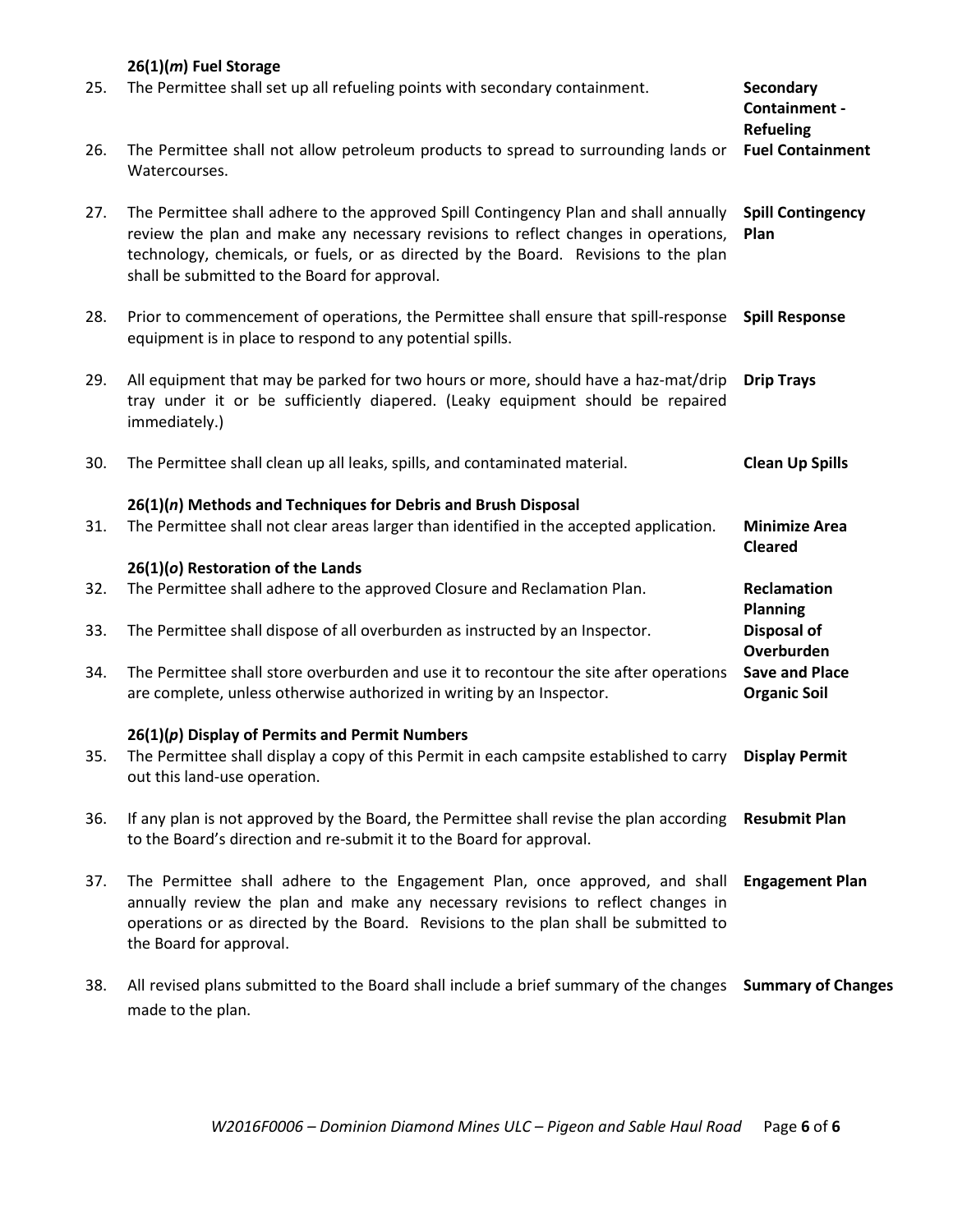### 26(1)(*m*) Fuel Storage

| | | |
|---|---|---|
| 25. | The Permittee shall set up all refueling points with secondary containment. | **Secondary Containment - Refueling** |
| 26. | The Permittee shall not allow petroleum products to spread to surrounding lands or Watercourses. | **Fuel Containment** |
| 27. | The Permittee shall adhere to the approved Spill Contingency Plan and shall annually review the plan and make any necessary revisions to reflect changes in operations, technology, chemicals, or fuels, or as directed by the Board. Revisions to the plan shall be submitted to the Board for approval. | **Spill Contingency Plan** |
| 28. | Prior to commencement of operations, the Permittee shall ensure that spill-response equipment is in place to respond to any potential spills. | **Spill Response** |
| 29. | All equipment that may be parked for two hours or more, should have a haz-mat/drip tray under it or be sufficiently diapered. (Leaky equipment should be repaired immediately.) | **Drip Trays** |
| 30. | The Permittee shall clean up all leaks, spills, and contaminated material. | **Clean Up Spills** |

### 26(1)(*n*) Methods and Techniques for Debris and Brush Disposal

| | | |
|---|---|---|
| 31. | The Permittee shall not clear areas larger than identified in the accepted application. | **Minimize Area Cleared** |

### 26(1)(*o*) Restoration of the Lands

| | | |
|---|---|---|
| 32. | The Permittee shall adhere to the approved Closure and Reclamation Plan. | **Reclamation Planning** |
| 33. | The Permittee shall dispose of all overburden as instructed by an Inspector. | **Disposal of Overburden** |
| 34. | The Permittee shall store overburden and use it to recontour the site after operations are complete, unless otherwise authorized in writing by an Inspector. | **Save and Place Organic Soil** |

### 26(1)(*p*) Display of Permits and Permit Numbers

| | | |
|---|---|---|
| 35. | The Permittee shall display a copy of this Permit in each campsite established to carry out this land-use operation. | **Display Permit** |
| 36. | If any plan is not approved by the Board, the Permittee shall revise the plan according to the Board's direction and re-submit it to the Board for approval. | **Resubmit Plan** |
| 37. | The Permittee shall adhere to the Engagement Plan, once approved, and shall annually review the plan and make any necessary revisions to reflect changes in operations or as directed by the Board. Revisions to the plan shall be submitted to the Board for approval. | **Engagement Plan** |
| 38. | All revised plans submitted to the Board shall include a brief summary of the changes made to the plan. | **Summary of Changes** |